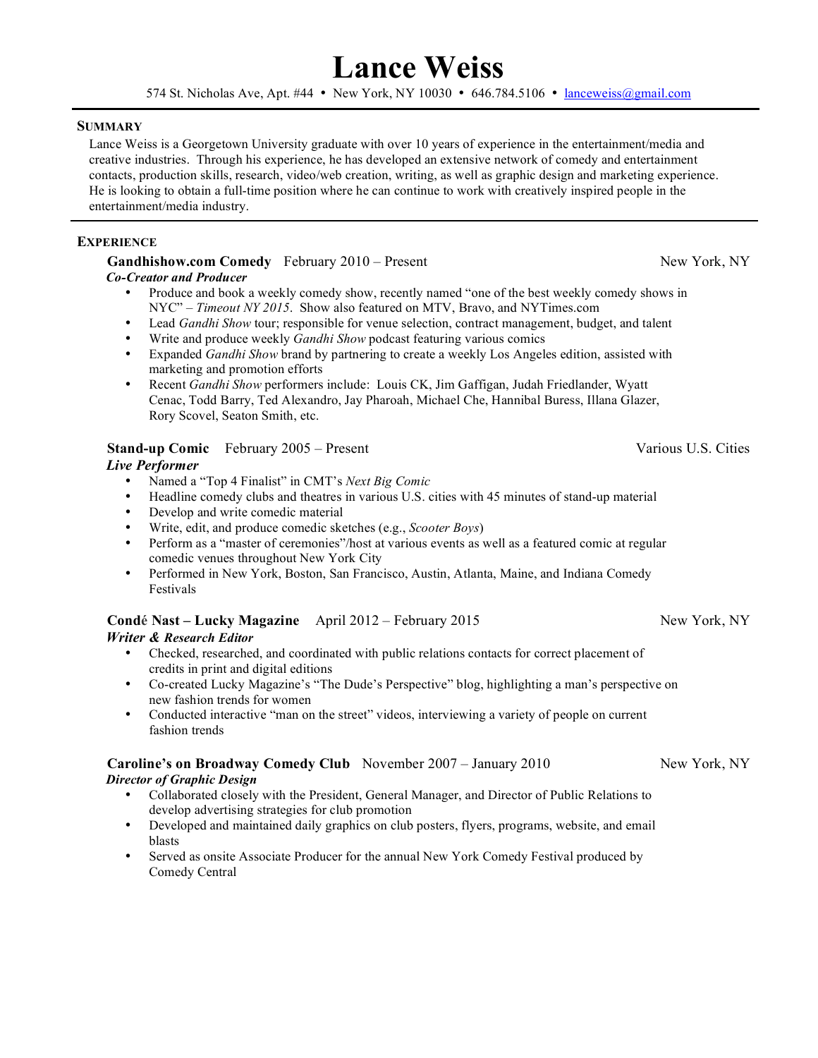# Lance Weiss

574 St. Nicholas Ave, Apt. #44 • New York, NY 10030 • 646.784.5106 • lanceweiss@gmail.com

## SUMMARY

Lance Weiss is a Georgetown University graduate with over 10 years of experience in the entertainment/media and creative industries. Through his experience, he has developed an extensive network of comedy and entertainment contacts, production skills, research, video/web creation, writing, as well as graphic design and marketing experience. He is looking to obtain a full-time position where he can continue to work with creatively inspired people in the entertainment/media industry.

## EXPERIENCE

### Gandhishow.com Comedy — February 2010 – Present — New York, NY

***Co-Creator and Producer***

- Produce and book a weekly comedy show, recently named "one of the best weekly comedy shows in NYC" – *Timeout NY 2015*. Show also featured on MTV, Bravo, and NYTimes.com
- Lead *Gandhi Show* tour; responsible for venue selection, contract management, budget, and talent
- Write and produce weekly *Gandhi Show* podcast featuring various comics
- Expanded *Gandhi Show* brand by partnering to create a weekly Los Angeles edition, assisted with marketing and promotion efforts
- Recent *Gandhi Show* performers include: Louis CK, Jim Gaffigan, Judah Friedlander, Wyatt Cenac, Todd Barry, Ted Alexandro, Jay Pharoah, Michael Che, Hannibal Buress, Illana Glazer, Rory Scovel, Seaton Smith, etc.

### Stand-up Comic — February 2005 – Present — Various U.S. Cities

***Live Performer***

- Named a "Top 4 Finalist" in CMT's *Next Big Comic*
- Headline comedy clubs and theatres in various U.S. cities with 45 minutes of stand-up material
- Develop and write comedic material
- Write, edit, and produce comedic sketches (e.g., *Scooter Boys*)
- Perform as a "master of ceremonies"/host at various events as well as a featured comic at regular comedic venues throughout New York City
- Performed in New York, Boston, San Francisco, Austin, Atlanta, Maine, and Indiana Comedy Festivals

### Condé Nast – Lucky Magazine — April 2012 – February 2015 — New York, NY

***Writer & Research Editor***

- Checked, researched, and coordinated with public relations contacts for correct placement of credits in print and digital editions
- Co-created Lucky Magazine's "The Dude's Perspective" blog, highlighting a man's perspective on new fashion trends for women
- Conducted interactive "man on the street" videos, interviewing a variety of people on current fashion trends

### Caroline's on Broadway Comedy Club — November 2007 – January 2010 — New York, NY

***Director of Graphic Design***

- Collaborated closely with the President, General Manager, and Director of Public Relations to develop advertising strategies for club promotion
- Developed and maintained daily graphics on club posters, flyers, programs, website, and email blasts
- Served as onsite Associate Producer for the annual New York Comedy Festival produced by Comedy Central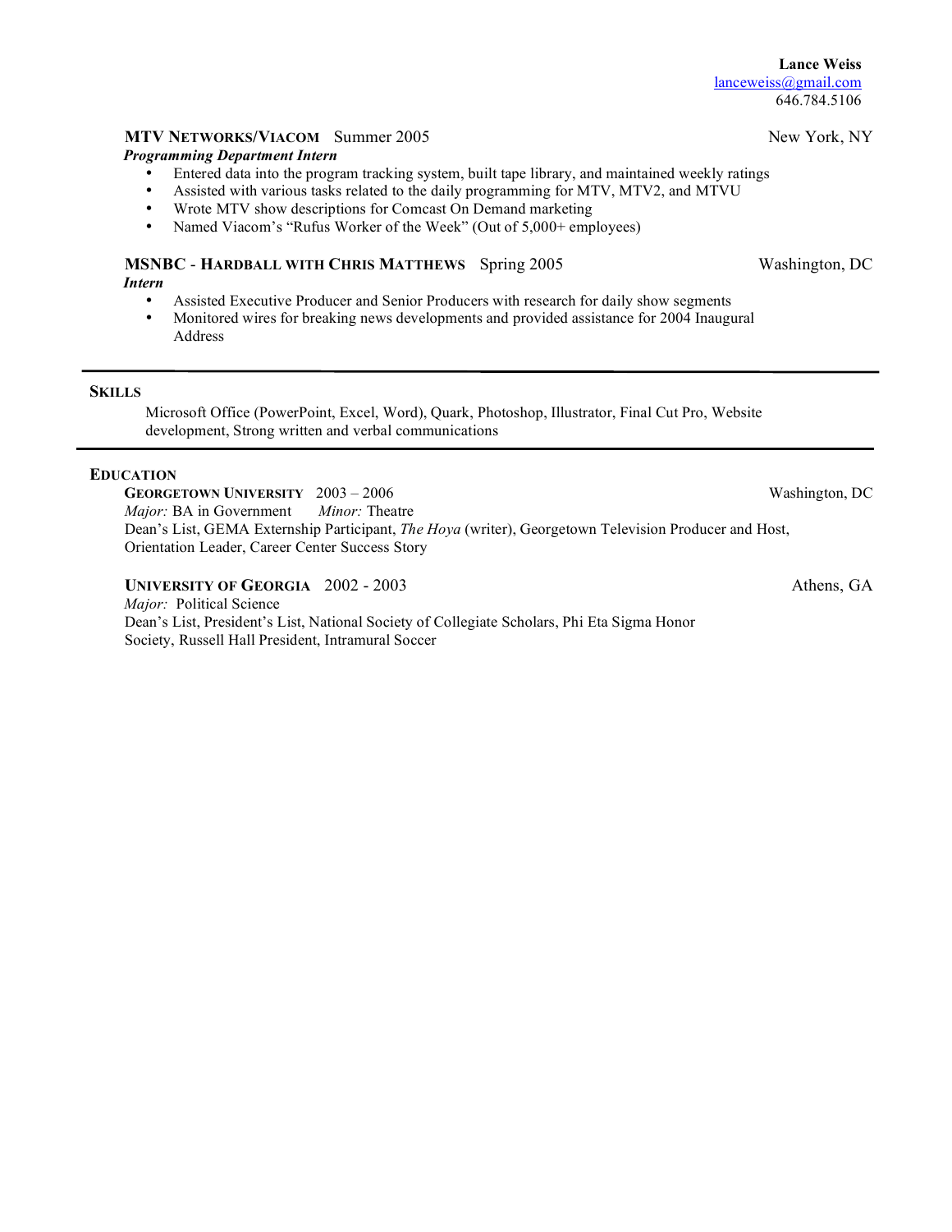**Lance Weiss**
lanceweiss@gmail.com
646.784.5106

**MTV NETWORKS/VIACOM** Summer 2005 — New York, NY
***Programming Department Intern***
- Entered data into the program tracking system, built tape library, and maintained weekly ratings
- Assisted with various tasks related to the daily programming for MTV, MTV2, and MTVU
- Wrote MTV show descriptions for Comcast On Demand marketing
- Named Viacom's "Rufus Worker of the Week" (Out of 5,000+ employees)

**MSNBC - HARDBALL WITH CHRIS MATTHEWS** Spring 2005 — Washington, DC
***Intern***
- Assisted Executive Producer and Senior Producers with research for daily show segments
- Monitored wires for breaking news developments and provided assistance for 2004 Inaugural Address

## SKILLS

Microsoft Office (PowerPoint, Excel, Word), Quark, Photoshop, Illustrator, Final Cut Pro, Website development, Strong written and verbal communications

## EDUCATION

**GEORGETOWN UNIVERSITY** 2003 – 2006 — Washington, DC
*Major:* BA in Government *Minor:* Theatre
Dean's List, GEMA Externship Participant, *The Hoya* (writer), Georgetown Television Producer and Host, Orientation Leader, Career Center Success Story

**UNIVERSITY OF GEORGIA** 2002 - 2003 — Athens, GA
*Major:* Political Science
Dean's List, President's List, National Society of Collegiate Scholars, Phi Eta Sigma Honor Society, Russell Hall President, Intramural Soccer